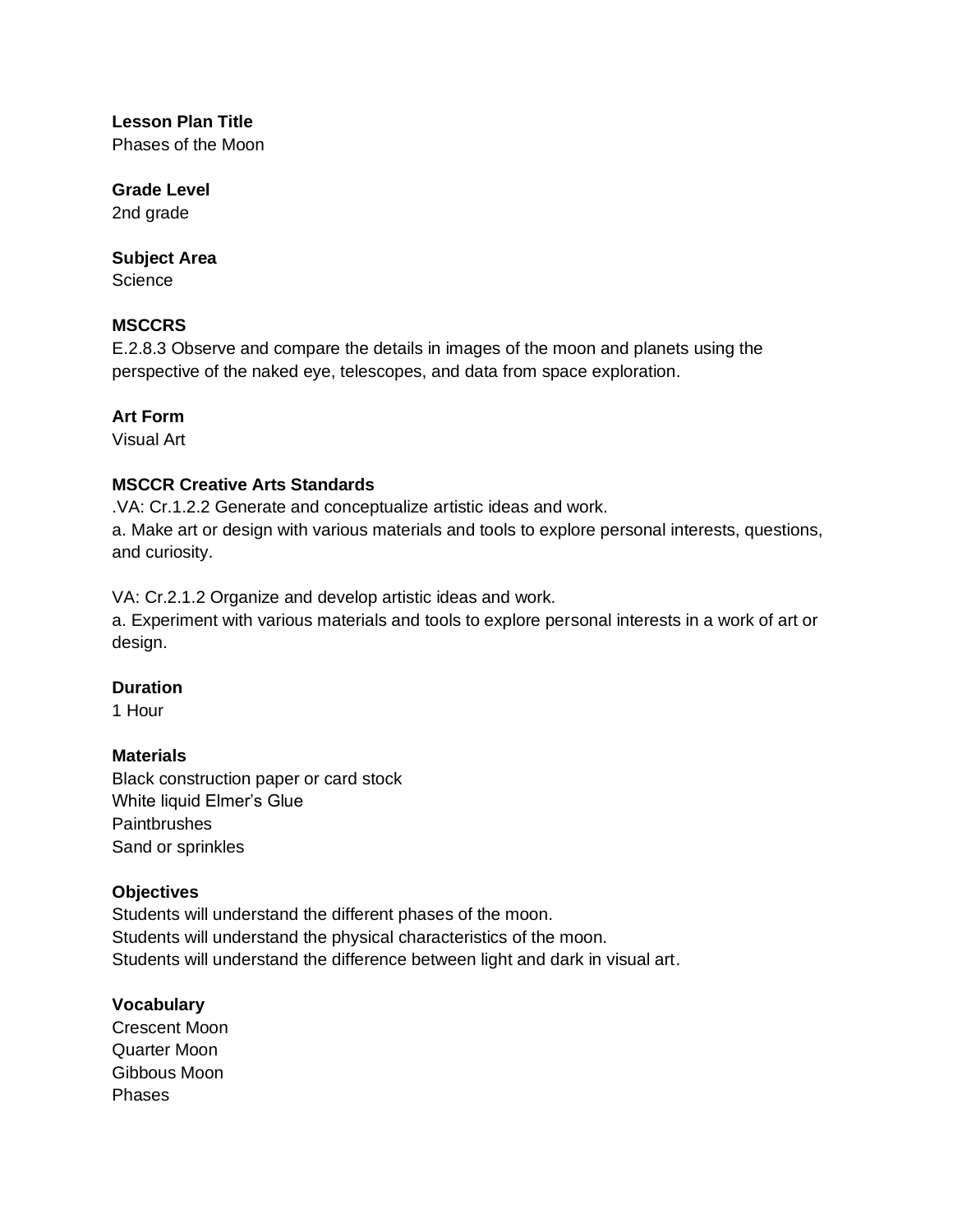**Lesson Plan Title**
Phases of the Moon

**Grade Level**
2nd grade

**Subject Area**
Science

**MSCCRS**
E.2.8.3 Observe and compare the details in images of the moon and planets using the perspective of the naked eye, telescopes, and data from space exploration.

**Art Form**
Visual Art

**MSCCR Creative Arts Standards**
.VA: Cr.1.2.2 Generate and conceptualize artistic ideas and work.
a. Make art or design with various materials and tools to explore personal interests, questions, and curiosity.

VA: Cr.2.1.2 Organize and develop artistic ideas and work.
a. Experiment with various materials and tools to explore personal interests in a work of art or design.

**Duration**
1 Hour

**Materials**
Black construction paper or card stock
White liquid Elmer's Glue
Paintbrushes
Sand or sprinkles

**Objectives**
Students will understand the different phases of the moon.
Students will understand the physical characteristics of the moon.
Students will understand the difference between light and dark in visual art.

**Vocabulary**
Crescent Moon
Quarter Moon
Gibbous Moon
Phases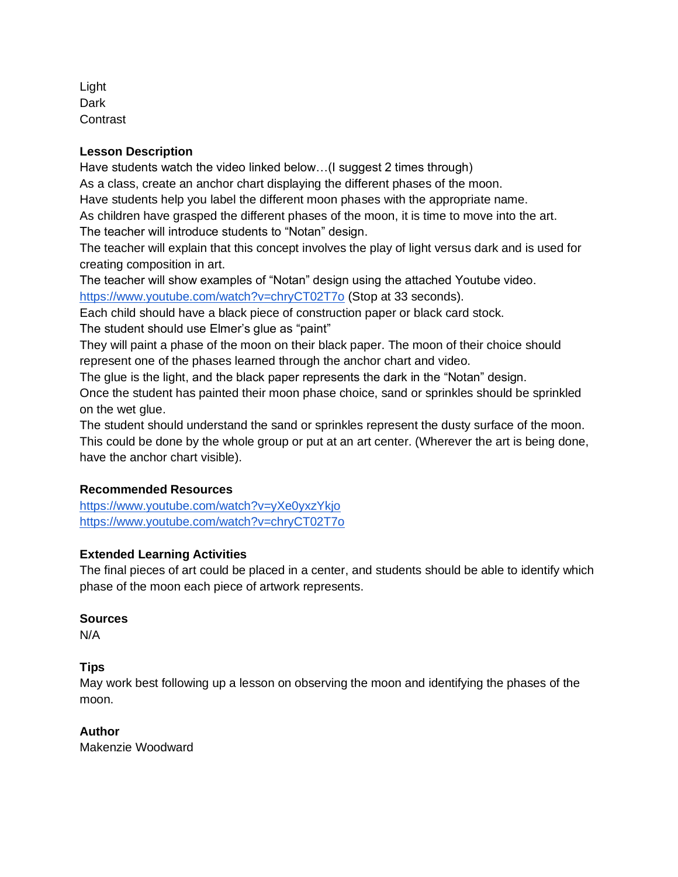Light
Dark
Contrast

**Lesson Description**

Have students watch the video linked below…(I suggest 2 times through)
As a class, create an anchor chart displaying the different phases of the moon.
Have students help you label the different moon phases with the appropriate name.
As children have grasped the different phases of the moon, it is time to move into the art.
The teacher will introduce students to "Notan" design.
The teacher will explain that this concept involves the play of light versus dark and is used for creating composition in art.
The teacher will show examples of "Notan" design using the attached Youtube video.
https://www.youtube.com/watch?v=chryCT02T7o (Stop at 33 seconds).
Each child should have a black piece of construction paper or black card stock.
The student should use Elmer's glue as "paint"
They will paint a phase of the moon on their black paper. The moon of their choice should represent one of the phases learned through the anchor chart and video.
The glue is the light, and the black paper represents the dark in the "Notan" design.
Once the student has painted their moon phase choice, sand or sprinkles should be sprinkled on the wet glue.
The student should understand the sand or sprinkles represent the dusty surface of the moon.
This could be done by the whole group or put at an art center. (Wherever the art is being done, have the anchor chart visible).

**Recommended Resources**

https://www.youtube.com/watch?v=yXe0yxzYkjo
https://www.youtube.com/watch?v=chryCT02T7o

**Extended Learning Activities**

The final pieces of art could be placed in a center, and students should be able to identify which phase of the moon each piece of artwork represents.

**Sources**

N/A

**Tips**

May work best following up a lesson on observing the moon and identifying the phases of the moon.

**Author**

Makenzie Woodward